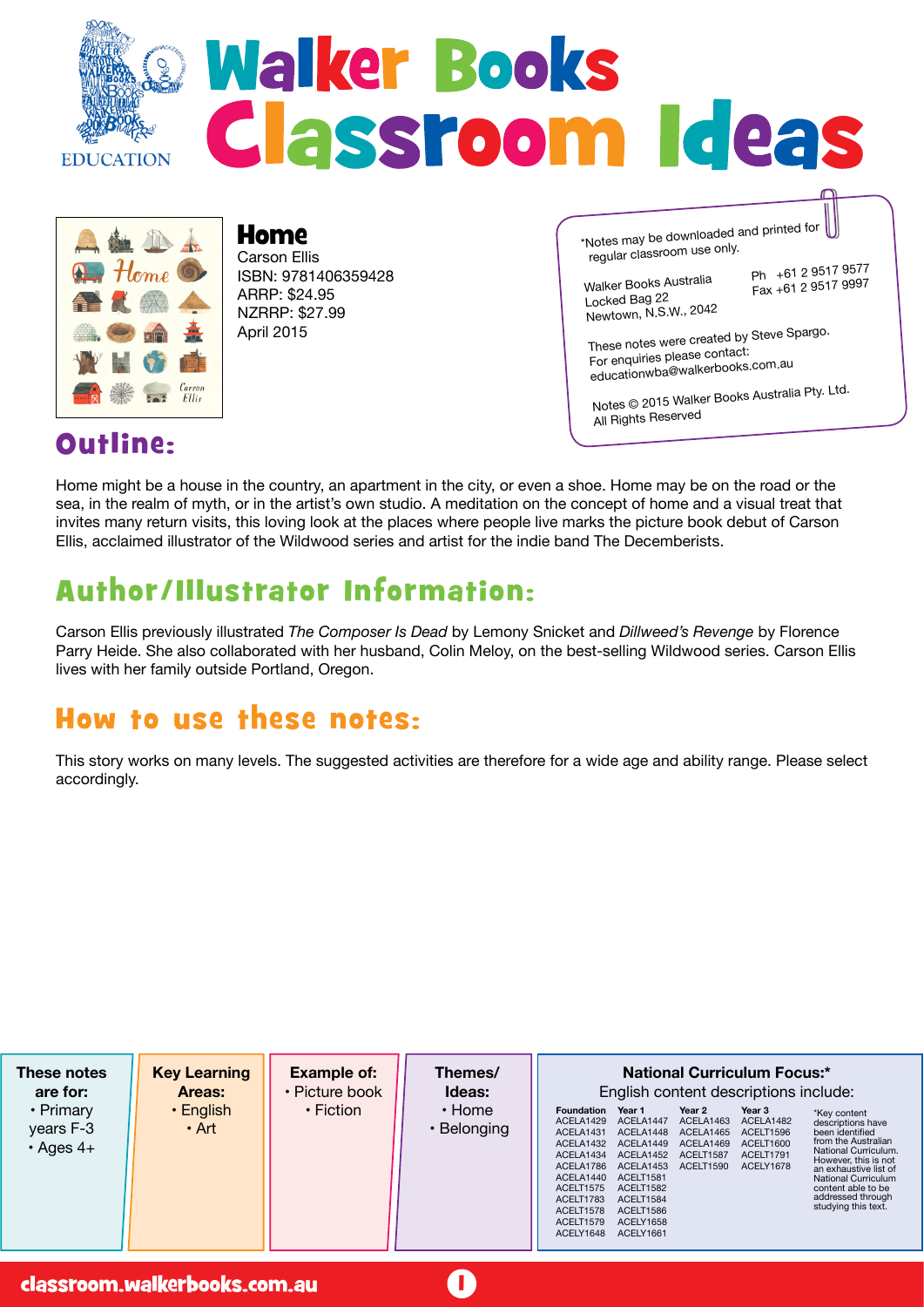# Walker Books Classroom Ideas

## Home

Carson Ellis
ISBN: 9781406359428
ARRP: $24.95
NZRRP: $27.99
April 2015

*Notes may be downloaded and printed for regular classroom use only.

Walker Books Australia
Locked Bag 22
Newtown, N.S.W., 2042

Ph +61 2 9517 9577
Fax +61 2 9517 9997

These notes were created by Steve Spargo.
For enquiries please contact:
educationwba@walkerbooks.com.au

Notes © 2015 Walker Books Australia Pty. Ltd.
All Rights Reserved

## Outline:

Home might be a house in the country, an apartment in the city, or even a shoe. Home may be on the road or the sea, in the realm of myth, or in the artist's own studio. A meditation on the concept of home and a visual treat that invites many return visits, this loving look at the places where people live marks the picture book debut of Carson Ellis, acclaimed illustrator of the Wildwood series and artist for the indie band The Decemberists.

## Author/Illustrator Information:

Carson Ellis previously illustrated *The Composer Is Dead* by Lemony Snicket and *Dillweed's Revenge* by Florence Parry Heide. She also collaborated with her husband, Colin Meloy, on the best-selling Wildwood series. Carson Ellis lives with her family outside Portland, Oregon.

## How to use these notes:

This story works on many levels. The suggested activities are therefore for a wide age and ability range. Please select accordingly.

**These notes are for:**
- Primary years F-3
- Ages 4+

**Key Learning Areas:**
- English
- Art

**Example of:**
- Picture book
- Fiction

**Themes/Ideas:**
- Home
- Belonging

**National Curriculum Focus:***
English content descriptions include:

| Foundation | Year 1 | Year 2 | Year 3 |
|---|---|---|---|
| ACELA1429 | ACELA1447 | ACELA1463 | ACELA1482 |
| ACELA1431 | ACELA1448 | ACELA1465 | ACELT1596 |
| ACELA1432 | ACELA1449 | ACELA1469 | ACELT1600 |
| ACELA1434 | ACELA1452 | ACELT1587 | ACELT1791 |
| ACELA1786 | ACELA1453 | ACELT1590 | ACELY1678 |
| ACELA1440 | ACELT1581 | | |
| ACELT1575 | ACELT1582 | | |
| ACELT1783 | ACELT1584 | | |
| ACELT1578 | ACELT1586 | | |
| ACELT1579 | ACELY1658 | | |
| ACELY1648 | ACELY1661 | | |

*Key content descriptions have been identified from the Australian National Curriculum. However, this is not an exhaustive list of National Curriculum content able to be addressed through studying this text.

classroom.walkerbooks.com.au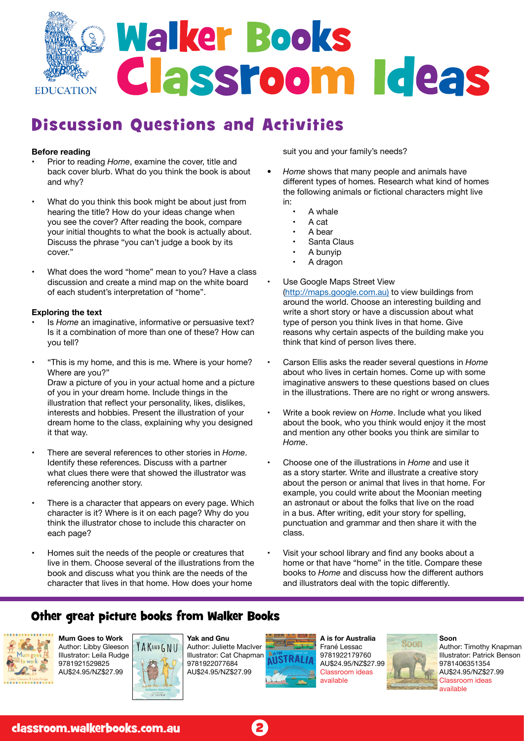# Walker Books Classroom Ideas

## Discussion Questions and Activities

**Before reading**

- Prior to reading *Home*, examine the cover, title and back cover blurb. What do you think the book is about and why?
- What do you think this book might be about just from hearing the title? How do your ideas change when you see the cover? After reading the book, compare your initial thoughts to what the book is actually about. Discuss the phrase "you can't judge a book by its cover."
- What does the word "home" mean to you? Have a class discussion and create a mind map on the white board of each student's interpretation of "home".

**Exploring the text**

- Is *Home* an imaginative, informative or persuasive text? Is it a combination of more than one of these? How can you tell?
- "This is my home, and this is me. Where is your home? Where are you?"
  Draw a picture of you in your actual home and a picture of you in your dream home. Include things in the illustration that reflect your personality, likes, dislikes, interests and hobbies. Present the illustration of your dream home to the class, explaining why you designed it that way.
- There are several references to other stories in *Home*. Identify these references. Discuss with a partner what clues there were that showed the illustrator was referencing another story.
- There is a character that appears on every page. Which character is it? Where is it on each page? Why do you think the illustrator chose to include this character on each page?
- Homes suit the needs of the people or creatures that live in them. Choose several of the illustrations from the book and discuss what you think are the needs of the character that lives in that home. How does your home suit you and your family's needs?
- *Home* shows that many people and animals have different types of homes. Research what kind of homes the following animals or fictional characters might live in:
    - A whale
    - A cat
    - A bear
    - Santa Claus
    - A bunyip
    - A dragon
- Use Google Maps Street View (http://maps.google.com.au) to view buildings from around the world. Choose an interesting building and write a short story or have a discussion about what type of person you think lives in that home. Give reasons why certain aspects of the building make you think that kind of person lives there.
- Carson Ellis asks the reader several questions in *Home* about who lives in certain homes. Come up with some imaginative answers to these questions based on clues in the illustrations. There are no right or wrong answers.
- Write a book review on *Home*. Include what you liked about the book, who you think would enjoy it the most and mention any other books you think are similar to *Home*.
- Choose one of the illustrations in *Home* and use it as a story starter. Write and illustrate a creative story about the person or animal that lives in that home. For example, you could write about the Moonian meeting an astronaut or about the folks that live on the road in a bus. After writing, edit your story for spelling, punctuation and grammar and then share it with the class.
- Visit your school library and find any books about a home or that have "home" in the title. Compare these books to *Home* and discuss how the different authors and illustrators deal with the topic differently.

## Other great picture books from Walker Books

**Mum Goes to Work**
Author: Libby Gleeson
Illustrator: Leila Rudge
9781921529825
AU$24.95/NZ$27.99

**Yak and Gnu**
Author: Juliette MacIver
Illustrator: Cat Chapman
9781922077684
AU$24.95/NZ$27.99

**A is for Australia**
Frané Lessac
9781922179760
AU$24.95/NZ$27.99
Classroom ideas available

**Soon**
Author: Timothy Knapman
Illustrator: Patrick Benson
9781406351354
AU$24.95/NZ$27.99
Classroom ideas available

classroom.walkerbooks.com.au